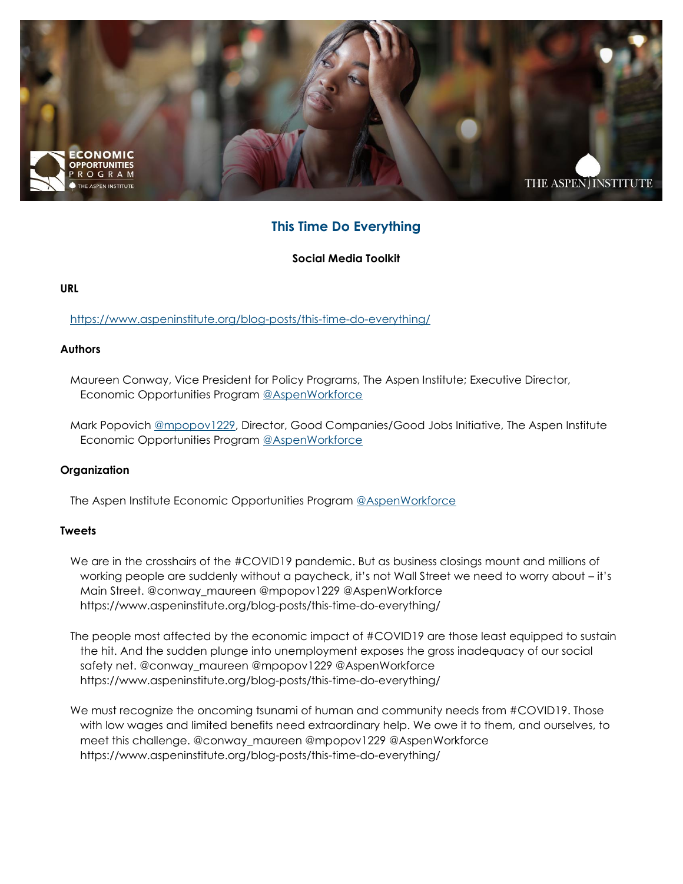# This Time Do Everything

## Social Media Toolkit

### URL

https://www.aspeninstitute.org/blog-posts/this-time-do-everything/

### Authors

Maureen Conway, Vice President for Policy Programs, The Aspen Institute; Executive Director, Economic Opportunities Program @AspenWorkforce

Mark Popovich @mpopov1229, Director, Good Companies/Good Jobs Initiative, The Aspen Institute Economic Opportunities Program @AspenWorkforce

### Organization

The Aspen Institute Economic Opportunities Program @AspenWorkforce

### Tweets

We are in the crosshairs of the #COVID19 pandemic. But as business closings mount and millions of working people are suddenly without a paycheck, it's not Wall Street we need to worry about – it's Main Street. @conway_maureen @mpopov1229 @AspenWorkforce https://www.aspeninstitute.org/blog-posts/this-time-do-everything/

The people most affected by the economic impact of #COVID19 are those least equipped to sustain the hit. And the sudden plunge into unemployment exposes the gross inadequacy of our social safety net. @conway_maureen @mpopov1229 @AspenWorkforce https://www.aspeninstitute.org/blog-posts/this-time-do-everything/

We must recognize the oncoming tsunami of human and community needs from #COVID19. Those with low wages and limited benefits need extraordinary help. We owe it to them, and ourselves, to meet this challenge. @conway_maureen @mpopov1229 @AspenWorkforce https://www.aspeninstitute.org/blog-posts/this-time-do-everything/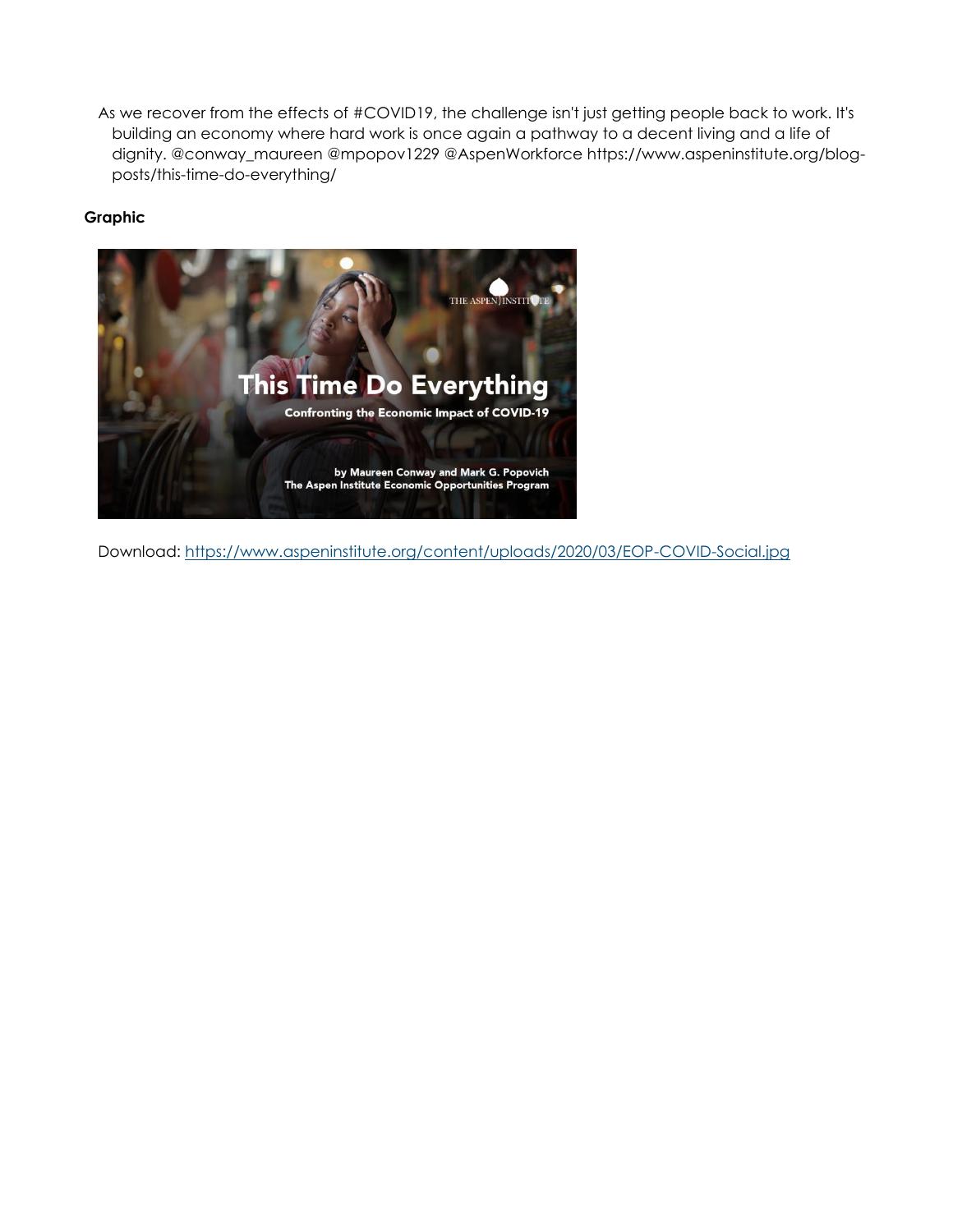As we recover from the effects of #COVID19, the challenge isn't just getting people back to work. It's building an economy where hard work is once again a pathway to a decent living and a life of dignity. @conway_maureen @mpopov1229 @AspenWorkforce https://www.aspeninstitute.org/blog-posts/this-time-do-everything/

**Graphic**

Download: https://www.aspeninstitute.org/content/uploads/2020/03/EOP-COVID-Social.jpg